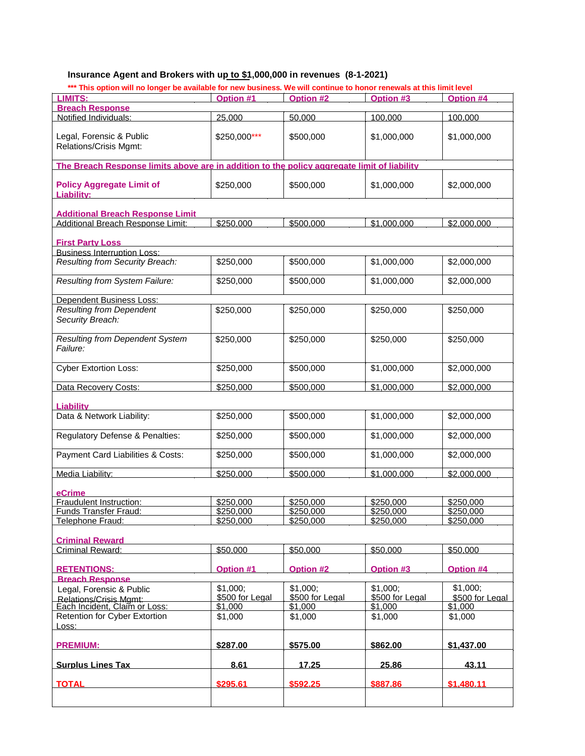### Insurance Agent and Brokers with up to $1,000,000 in revenues (8-1-2021)

*** This option will no longer be available for new business. We will continue to honor renewals at this limit level

| LIMITS: | Option #1 | Option #2 | Option #3 | Option #4 |
|---|---|---|---|---|
| **Breach Response** | | | | |
| Notified Individuals: | 25,000 | 50,000 | 100,000 | 100,000 |
| Legal, Forensic & Public Relations/Crisis Mgmt: | $250,000*** | $500,000 | $1,000,000 | $1,000,000 |
| **The Breach Response limits above are in addition to the policy aggregate limit of liability** | | | | |
| **Policy Aggregate Limit of Liability:** | $250,000 | $500,000 | $1,000,000 | $2,000,000 |
| **Additional Breach Response Limit** | | | | |
| Additional Breach Response Limit: | $250,000 | $500,000 | $1,000,000 | $2,000,000 |
| **First Party Loss** | | | | |
| Business Interruption Loss: | | | | |
| *Resulting from Security Breach:* | $250,000 | $500,000 | $1,000,000 | $2,000,000 |
| *Resulting from System Failure:* | $250,000 | $500,000 | $1,000,000 | $2,000,000 |
| Dependent Business Loss: | | | | |
| *Resulting from Dependent Security Breach:* | $250,000 | $250,000 | $250,000 | $250,000 |
| *Resulting from Dependent System Failure:* | $250,000 | $250,000 | $250,000 | $250,000 |
| Cyber Extortion Loss: | $250,000 | $500,000 | $1,000,000 | $2,000,000 |
| Data Recovery Costs: | $250,000 | $500,000 | $1,000,000 | $2,000,000 |
| **Liability** | | | | |
| Data & Network Liability: | $250,000 | $500,000 | $1,000,000 | $2,000,000 |
| Regulatory Defense & Penalties: | $250,000 | $500,000 | $1,000,000 | $2,000,000 |
| Payment Card Liabilities & Costs: | $250,000 | $500,000 | $1,000,000 | $2,000,000 |
| Media Liability: | $250,000 | $500,000 | $1,000,000 | $2,000,000 |
| **eCrime** | | | | |
| Fraudulent Instruction: | $250,000 | $250,000 | $250,000 | $250,000 |
| Funds Transfer Fraud: | $250,000 | $250,000 | $250,000 | $250,000 |
| Telephone Fraud: | $250,000 | $250,000 | $250,000 | $250,000 |
| **Criminal Reward** | | | | |
| Criminal Reward: | $50,000 | $50,000 | $50,000 | $50,000 |
| **RETENTIONS:** | **Option #1** | **Option #2** | **Option #3** | **Option #4** |
| **Breach Response** | | | | |
| Legal, Forensic & Public Relations/Crisis Mgmt: | $1,000; $500 for Legal | $1,000; $500 for Legal | $1,000; $500 for Legal | $1,000; $500 for Legal |
| Each Incident, Claim or Loss: | $1,000 | $1,000 | $1,000 | $1,000 |
| Retention for Cyber Extortion Loss: | $1,000 | $1,000 | $1,000 | $1,000 |
| **PREMIUM:** | **$287.00** | **$575.00** | **$862.00** | **$1,437.00** |
| **Surplus Lines Tax** | **8.61** | **17.25** | **25.86** | **43.11** |
| **TOTAL** | **$295.61** | **$592.25** | **$887.86** | **$1,480.11** |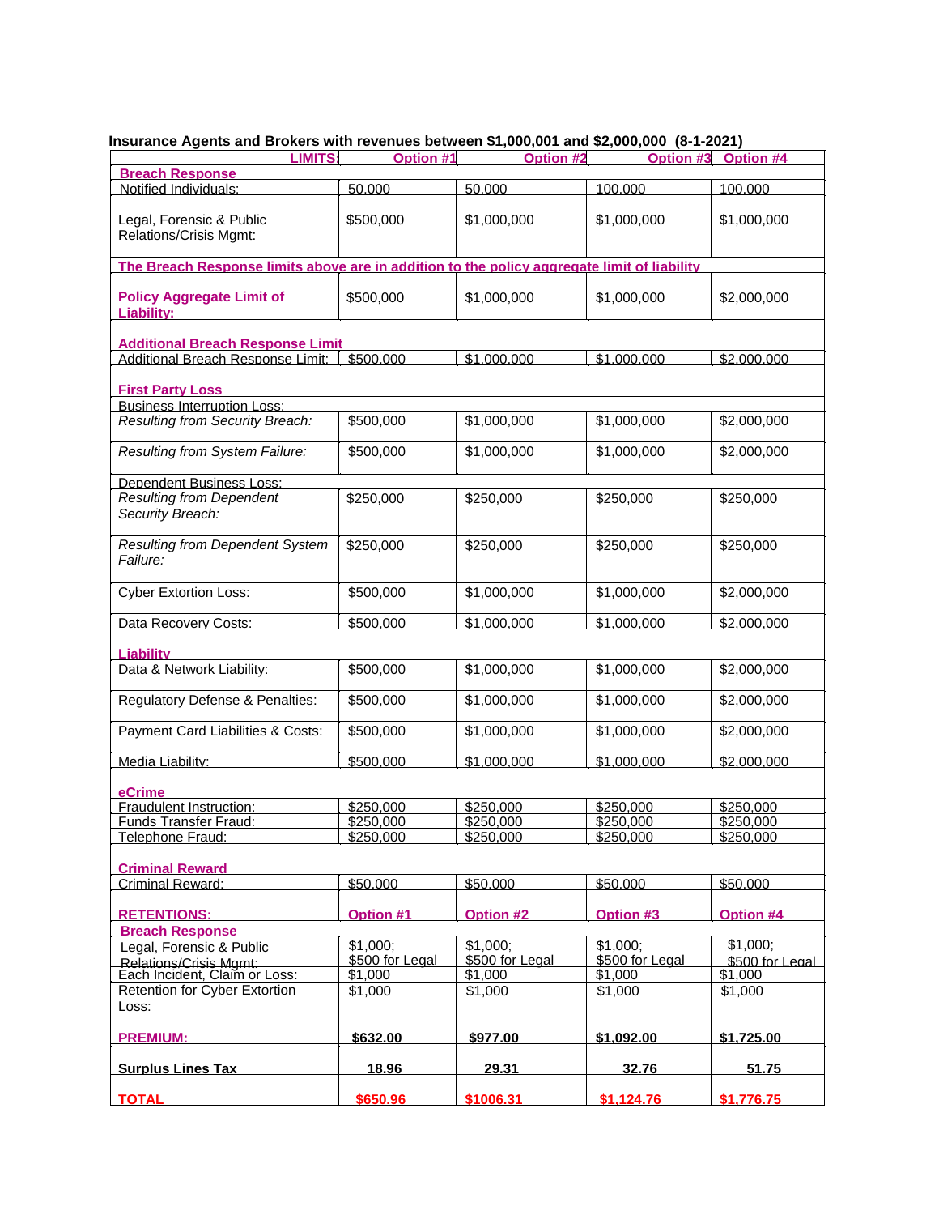**Insurance Agents and Brokers with revenues between $1,000,001 and $2,000,000 (8-1-2021)**

| LIMITS: | Option #1 | Option #2 | Option #3 | Option #4 |
|---|---|---|---|---|
| **Breach Response** | | | | |
| Notified Individuals: | 50,000 | 50,000 | 100,000 | 100,000 |
| Legal, Forensic & Public Relations/Crisis Mgmt: | $500,000 | $1,000,000 | $1,000,000 | $1,000,000 |
| **The Breach Response limits above are in addition to the policy aggregate limit of liability** | | | | |
| **Policy Aggregate Limit of Liability:** | $500,000 | $1,000,000 | $1,000,000 | $2,000,000 |
| **Additional Breach Response Limit** | | | | |
| Additional Breach Response Limit: | $500,000 | $1,000,000 | $1,000,000 | $2,000,000 |
| **First Party Loss** | | | | |
| Business Interruption Loss: | | | | |
| *Resulting from Security Breach:* | $500,000 | $1,000,000 | $1,000,000 | $2,000,000 |
| *Resulting from System Failure:* | $500,000 | $1,000,000 | $1,000,000 | $2,000,000 |
| Dependent Business Loss: | | | | |
| *Resulting from Dependent Security Breach:* | $250,000 | $250,000 | $250,000 | $250,000 |
| *Resulting from Dependent System Failure:* | $250,000 | $250,000 | $250,000 | $250,000 |
| Cyber Extortion Loss: | $500,000 | $1,000,000 | $1,000,000 | $2,000,000 |
| Data Recovery Costs: | $500,000 | $1,000,000 | $1,000,000 | $2,000,000 |
| **Liability** | | | | |
| Data & Network Liability: | $500,000 | $1,000,000 | $1,000,000 | $2,000,000 |
| Regulatory Defense & Penalties: | $500,000 | $1,000,000 | $1,000,000 | $2,000,000 |
| Payment Card Liabilities & Costs: | $500,000 | $1,000,000 | $1,000,000 | $2,000,000 |
| Media Liability: | $500,000 | $1,000,000 | $1,000,000 | $2,000,000 |
| **eCrime** | | | | |
| Fraudulent Instruction: | $250,000 | $250,000 | $250,000 | $250,000 |
| Funds Transfer Fraud: | $250,000 | $250,000 | $250,000 | $250,000 |
| Telephone Fraud: | $250,000 | $250,000 | $250,000 | $250,000 |
| **Criminal Reward** | | | | |
| Criminal Reward: | $50,000 | $50,000 | $50,000 | $50,000 |
| **RETENTIONS:** | **Option #1** | **Option #2** | **Option #3** | **Option #4** |
| **Breach Response** | | | | |
| Legal, Forensic & Public Relations/Crisis Mgmt: | $1,000; $500 for Legal | $1,000; $500 for Legal | $1,000; $500 for Legal | $1,000; $500 for Legal |
| Each Incident, Claim or Loss: | $1,000 | $1,000 | $1,000 | $1,000 |
| Retention for Cyber Extortion Loss: | $1,000 | $1,000 | $1,000 | $1,000 |
| **PREMIUM:** | **$632.00** | **$977.00** | **$1,092.00** | **$1,725.00** |
| **Surplus Lines Tax** | **18.96** | **29.31** | **32.76** | **51.75** |
| **TOTAL** | **$650.96** | **$1006.31** | **$1,124.76** | **$1,776.75** |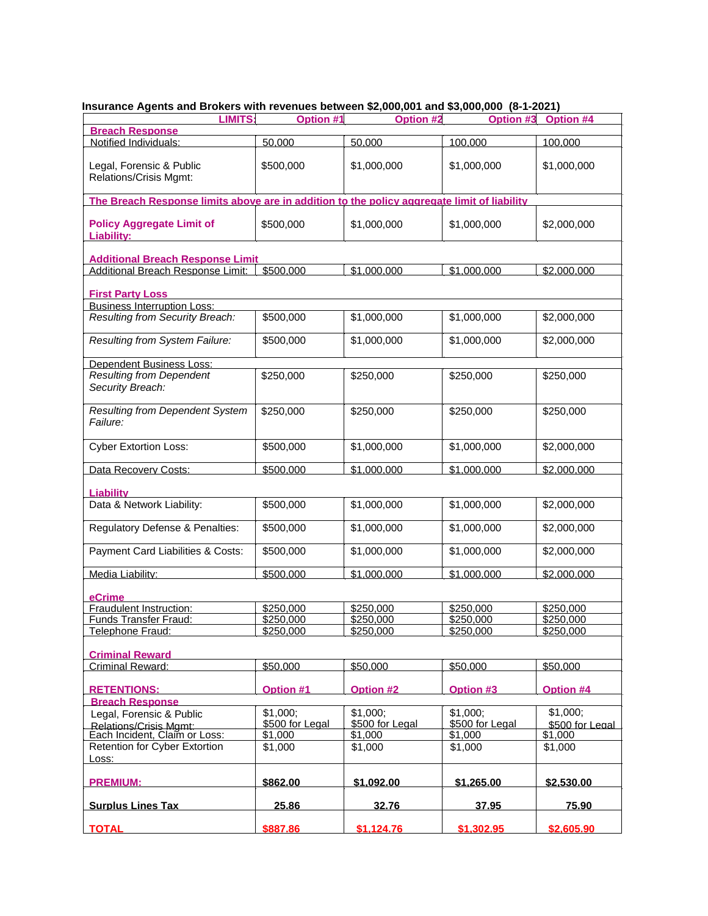**Insurance Agents and Brokers with revenues between $2,000,001 and $3,000,000 (8-1-2021)**

| LIMITS: | Option #1 | Option #2 | Option #3 | Option #4 |
|---|---|---|---|---|
| **Breach Response** | | | | |
| Notified Individuals: | 50,000 | 50,000 | 100,000 | 100,000 |
| Legal, Forensic & Public Relations/Crisis Mgmt: | $500,000 | $1,000,000 | $1,000,000 | $1,000,000 |
| **The Breach Response limits above are in addition to the policy aggregate limit of liability** | | | | |
| **Policy Aggregate Limit of Liability:** | $500,000 | $1,000,000 | $1,000,000 | $2,000,000 |
| **Additional Breach Response Limit** | | | | |
| Additional Breach Response Limit: | $500,000 | $1,000,000 | $1,000,000 | $2,000,000 |
| **First Party Loss** | | | | |
| Business Interruption Loss: | | | | |
| *Resulting from Security Breach:* | $500,000 | $1,000,000 | $1,000,000 | $2,000,000 |
| *Resulting from System Failure:* | $500,000 | $1,000,000 | $1,000,000 | $2,000,000 |
| Dependent Business Loss: | | | | |
| *Resulting from Dependent Security Breach:* | $250,000 | $250,000 | $250,000 | $250,000 |
| *Resulting from Dependent System Failure:* | $250,000 | $250,000 | $250,000 | $250,000 |
| Cyber Extortion Loss: | $500,000 | $1,000,000 | $1,000,000 | $2,000,000 |
| Data Recovery Costs: | $500,000 | $1,000,000 | $1,000,000 | $2,000,000 |
| **Liability** | | | | |
| Data & Network Liability: | $500,000 | $1,000,000 | $1,000,000 | $2,000,000 |
| Regulatory Defense & Penalties: | $500,000 | $1,000,000 | $1,000,000 | $2,000,000 |
| Payment Card Liabilities & Costs: | $500,000 | $1,000,000 | $1,000,000 | $2,000,000 |
| Media Liability: | $500,000 | $1,000,000 | $1,000,000 | $2,000,000 |
| **eCrime** | | | | |
| Fraudulent Instruction: | $250,000 | $250,000 | $250,000 | $250,000 |
| Funds Transfer Fraud: | $250,000 | $250,000 | $250,000 | $250,000 |
| Telephone Fraud: | $250,000 | $250,000 | $250,000 | $250,000 |
| **Criminal Reward** | | | | |
| Criminal Reward: | $50,000 | $50,000 | $50,000 | $50,000 |
| **RETENTIONS:** | **Option #1** | **Option #2** | **Option #3** | **Option #4** |
| **Breach Response** | | | | |
| Legal, Forensic & Public Relations/Crisis Mgmt: | $1,000; $500 for Legal | $1,000; $500 for Legal | $1,000; $500 for Legal | $1,000; $500 for Legal |
| Each Incident, Claim or Loss: | $1,000 | $1,000 | $1,000 | $1,000 |
| Retention for Cyber Extortion Loss: | $1,000 | $1,000 | $1,000 | $1,000 |
| **PREMIUM:** | **$862.00** | **$1,092.00** | **$1,265.00** | **$2,530.00** |
| **Surplus Lines Tax** | **25.86** | **32.76** | **37.95** | **75.90** |
| **TOTAL** | **$887.86** | **$1,124.76** | **$1,302.95** | **$2,605.90** |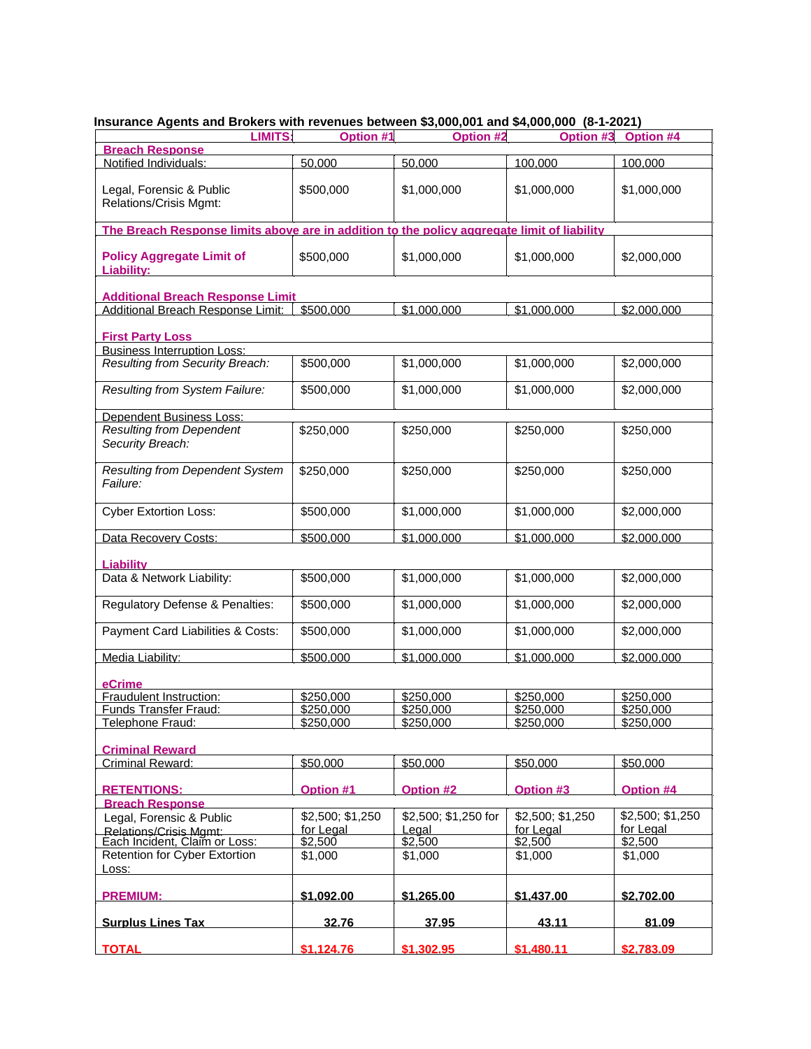**Insurance Agents and Brokers with revenues between $3,000,001 and $4,000,000 (8-1-2021)**

| LIMITS: | Option #1 | Option #2 | Option #3 | Option #4 |
|---|---|---|---|---|
| **Breach Response** | | | | |
| Notified Individuals: | 50,000 | 50,000 | 100,000 | 100,000 |
| Legal, Forensic & Public Relations/Crisis Mgmt: | $500,000 | $1,000,000 | $1,000,000 | $1,000,000 |
| **The Breach Response limits above are in addition to the policy aggregate limit of liability** | | | | |
| **Policy Aggregate Limit of Liability:** | $500,000 | $1,000,000 | $1,000,000 | $2,000,000 |
| **Additional Breach Response Limit** | | | | |
| Additional Breach Response Limit: | $500,000 | $1,000,000 | $1,000,000 | $2,000,000 |
| **First Party Loss** | | | | |
| Business Interruption Loss: | | | | |
| *Resulting from Security Breach:* | $500,000 | $1,000,000 | $1,000,000 | $2,000,000 |
| *Resulting from System Failure:* | $500,000 | $1,000,000 | $1,000,000 | $2,000,000 |
| Dependent Business Loss: | | | | |
| *Resulting from Dependent Security Breach:* | $250,000 | $250,000 | $250,000 | $250,000 |
| *Resulting from Dependent System Failure:* | $250,000 | $250,000 | $250,000 | $250,000 |
| Cyber Extortion Loss: | $500,000 | $1,000,000 | $1,000,000 | $2,000,000 |
| Data Recovery Costs: | $500,000 | $1,000,000 | $1,000,000 | $2,000,000 |
| **Liability** | | | | |
| Data & Network Liability: | $500,000 | $1,000,000 | $1,000,000 | $2,000,000 |
| Regulatory Defense & Penalties: | $500,000 | $1,000,000 | $1,000,000 | $2,000,000 |
| Payment Card Liabilities & Costs: | $500,000 | $1,000,000 | $1,000,000 | $2,000,000 |
| Media Liability: | $500,000 | $1,000,000 | $1,000,000 | $2,000,000 |
| **eCrime** | | | | |
| Fraudulent Instruction: | $250,000 | $250,000 | $250,000 | $250,000 |
| Funds Transfer Fraud: | $250,000 | $250,000 | $250,000 | $250,000 |
| Telephone Fraud: | $250,000 | $250,000 | $250,000 | $250,000 |
| **Criminal Reward** | | | | |
| Criminal Reward: | $50,000 | $50,000 | $50,000 | $50,000 |
| **RETENTIONS:** | **Option #1** | **Option #2** | **Option #3** | **Option #4** |
| **Breach Response** | | | | |
| Legal, Forensic & Public Relations/Crisis Mgmt: | $2,500; $1,250 for Legal | $2,500; $1,250 for Legal | $2,500; $1,250 for Legal | $2,500; $1,250 for Legal |
| Each Incident, Claim or Loss: | $2,500 | $2,500 | $2,500 | $2,500 |
| Retention for Cyber Extortion Loss: | $1,000 | $1,000 | $1,000 | $1,000 |
| **PREMIUM:** | **$1,092.00** | **$1,265.00** | **$1,437.00** | **$2,702.00** |
| **Surplus Lines Tax** | **32.76** | **37.95** | **43.11** | **81.09** |
| **TOTAL** | **$1,124.76** | **$1,302.95** | **$1,480.11** | **$2,783.09** |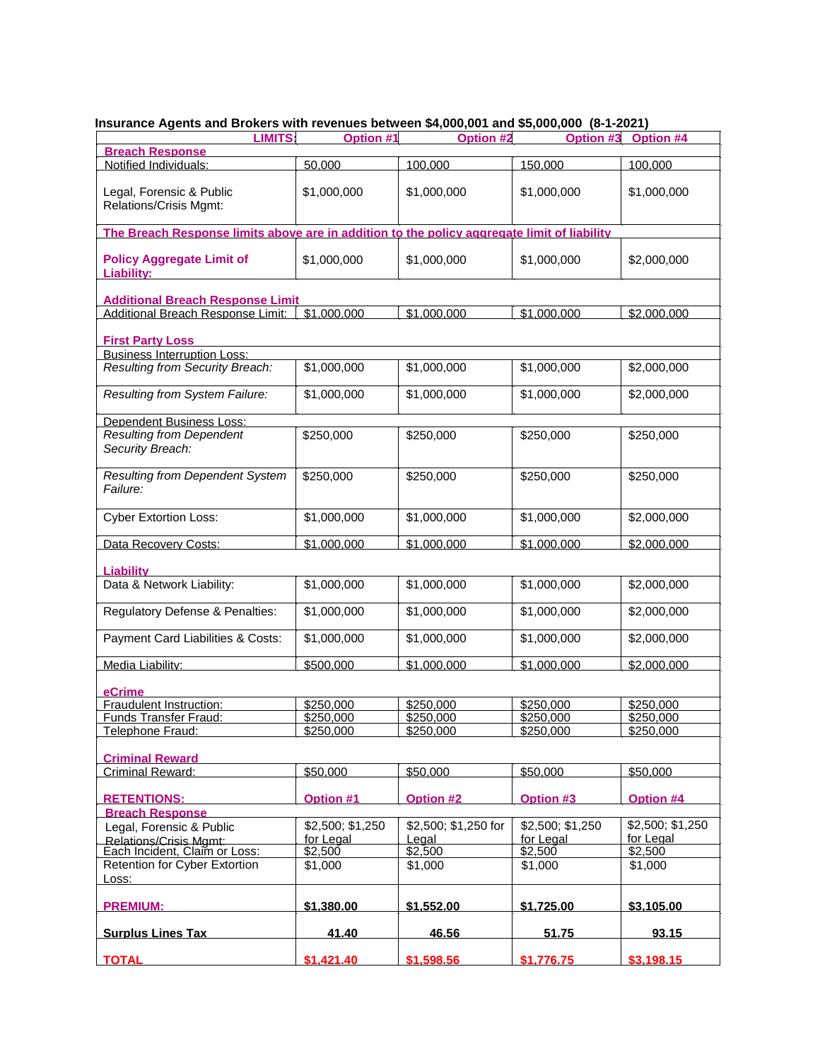**Insurance Agents and Brokers with revenues between $4,000,001 and $5,000,000 (8-1-2021)**

| LIMITS: | Option #1 | Option #2 | Option #3 | Option #4 |
|---|---|---|---|---|
| **Breach Response** | | | | |
| Notified Individuals: | 50,000 | 100,000 | 150,000 | 100,000 |
| Legal, Forensic & Public Relations/Crisis Mgmt: | $1,000,000 | $1,000,000 | $1,000,000 | $1,000,000 |
| **The Breach Response limits above are in addition to the policy aggregate limit of liability** | | | | |
| **Policy Aggregate Limit of Liability:** | $1,000,000 | $1,000,000 | $1,000,000 | $2,000,000 |
| **Additional Breach Response Limit** | | | | |
| Additional Breach Response Limit: | $1,000,000 | $1,000,000 | $1,000,000 | $2,000,000 |
| **First Party Loss** | | | | |
| Business Interruption Loss: | | | | |
| *Resulting from Security Breach:* | $1,000,000 | $1,000,000 | $1,000,000 | $2,000,000 |
| *Resulting from System Failure:* | $1,000,000 | $1,000,000 | $1,000,000 | $2,000,000 |
| Dependent Business Loss: | | | | |
| *Resulting from Dependent Security Breach:* | $250,000 | $250,000 | $250,000 | $250,000 |
| *Resulting from Dependent System Failure:* | $250,000 | $250,000 | $250,000 | $250,000 |
| Cyber Extortion Loss: | $1,000,000 | $1,000,000 | $1,000,000 | $2,000,000 |
| Data Recovery Costs: | $1,000,000 | $1,000,000 | $1,000,000 | $2,000,000 |
| **Liability** | | | | |
| Data & Network Liability: | $1,000,000 | $1,000,000 | $1,000,000 | $2,000,000 |
| Regulatory Defense & Penalties: | $1,000,000 | $1,000,000 | $1,000,000 | $2,000,000 |
| Payment Card Liabilities & Costs: | $1,000,000 | $1,000,000 | $1,000,000 | $2,000,000 |
| Media Liability: | $500,000 | $1,000,000 | $1,000,000 | $2,000,000 |
| **eCrime** | | | | |
| Fraudulent Instruction: | $250,000 | $250,000 | $250,000 | $250,000 |
| Funds Transfer Fraud: | $250,000 | $250,000 | $250,000 | $250,000 |
| Telephone Fraud: | $250,000 | $250,000 | $250,000 | $250,000 |
| **Criminal Reward** | | | | |
| Criminal Reward: | $50,000 | $50,000 | $50,000 | $50,000 |
| **RETENTIONS:** | **Option #1** | **Option #2** | **Option #3** | **Option #4** |
| **Breach Response** | | | | |
| Legal, Forensic & Public Relations/Crisis Mgmt: | $2,500; $1,250 for Legal | $2,500; $1,250 for Legal | $2,500; $1,250 for Legal | $2,500; $1,250 for Legal |
| Each Incident, Claim or Loss: | $2,500 | $2,500 | $2,500 | $2,500 |
| Retention for Cyber Extortion Loss: | $1,000 | $1,000 | $1,000 | $1,000 |
| **PREMIUM:** | **$1,380.00** | **$1,552.00** | **$1,725.00** | **$3,105.00** |
| **Surplus Lines Tax** | **41.40** | **46.56** | **51.75** | **93.15** |
| **TOTAL** | **$1,421.40** | **$1,598.56** | **$1,776.75** | **$3,198.15** |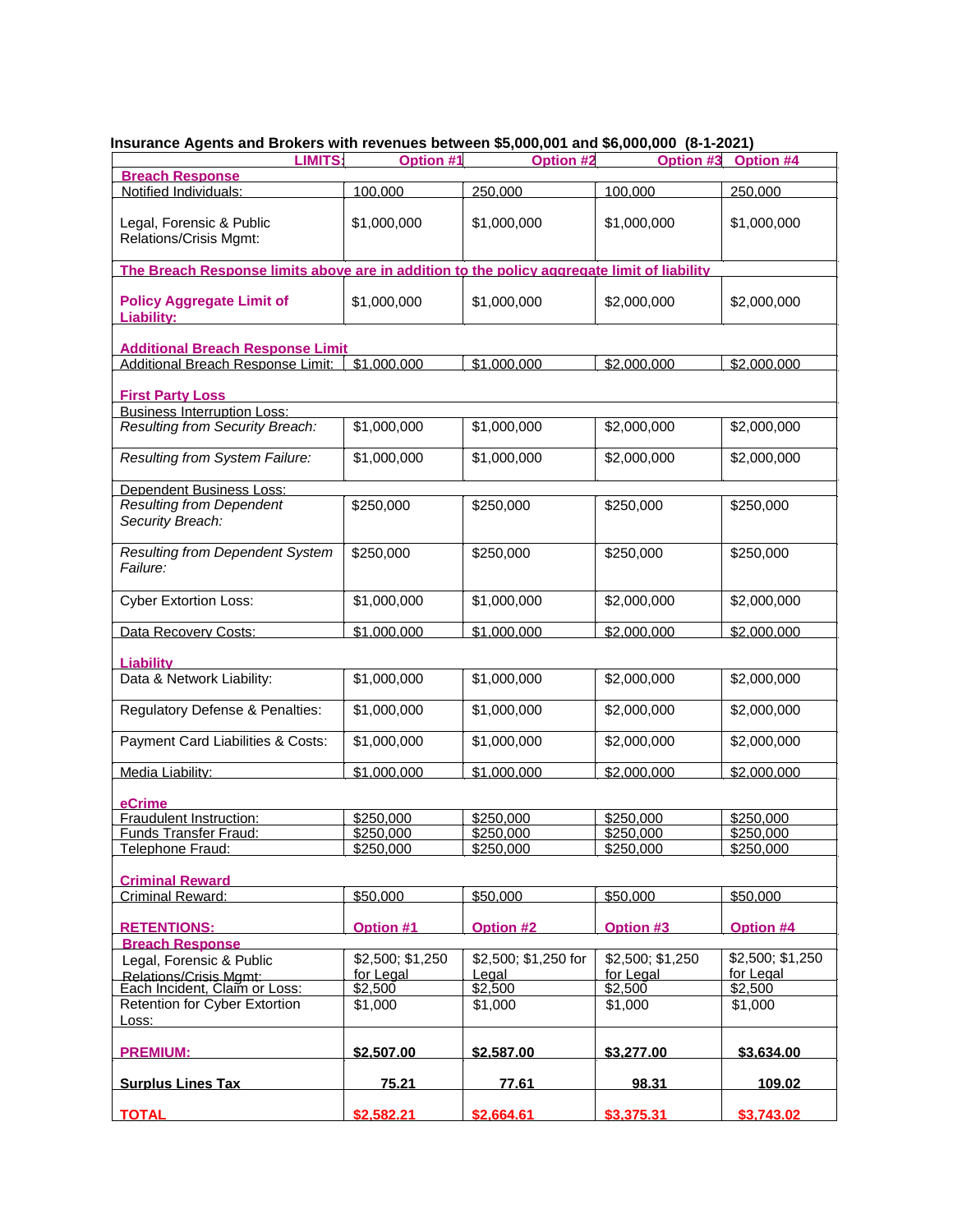**Insurance Agents and Brokers with revenues between $5,000,001 and $6,000,000 (8-1-2021)**

| LIMITS: | Option #1 | Option #2 | Option #3 | Option #4 |
|---|---|---|---|---|
| **Breach Response** | | | | |
| Notified Individuals: | 100,000 | 250,000 | 100,000 | 250,000 |
| Legal, Forensic & Public Relations/Crisis Mgmt: | $1,000,000 | $1,000,000 | $1,000,000 | $1,000,000 |
| **The Breach Response limits above are in addition to the policy aggregate limit of liability** | | | | |
| **Policy Aggregate Limit of Liability:** | $1,000,000 | $1,000,000 | $2,000,000 | $2,000,000 |
| **Additional Breach Response Limit** | | | | |
| Additional Breach Response Limit: | $1,000,000 | $1,000,000 | $2,000,000 | $2,000,000 |
| **First Party Loss** | | | | |
| Business Interruption Loss: | | | | |
| *Resulting from Security Breach:* | $1,000,000 | $1,000,000 | $2,000,000 | $2,000,000 |
| *Resulting from System Failure:* | $1,000,000 | $1,000,000 | $2,000,000 | $2,000,000 |
| Dependent Business Loss: | | | | |
| *Resulting from Dependent Security Breach:* | $250,000 | $250,000 | $250,000 | $250,000 |
| *Resulting from Dependent System Failure:* | $250,000 | $250,000 | $250,000 | $250,000 |
| Cyber Extortion Loss: | $1,000,000 | $1,000,000 | $2,000,000 | $2,000,000 |
| Data Recovery Costs: | $1,000,000 | $1,000,000 | $2,000,000 | $2,000,000 |
| **Liability** | | | | |
| Data & Network Liability: | $1,000,000 | $1,000,000 | $2,000,000 | $2,000,000 |
| Regulatory Defense & Penalties: | $1,000,000 | $1,000,000 | $2,000,000 | $2,000,000 |
| Payment Card Liabilities & Costs: | $1,000,000 | $1,000,000 | $2,000,000 | $2,000,000 |
| Media Liability: | $1,000,000 | $1,000,000 | $2,000,000 | $2,000,000 |
| **eCrime** | | | | |
| Fraudulent Instruction: | $250,000 | $250,000 | $250,000 | $250,000 |
| Funds Transfer Fraud: | $250,000 | $250,000 | $250,000 | $250,000 |
| Telephone Fraud: | $250,000 | $250,000 | $250,000 | $250,000 |
| **Criminal Reward** | | | | |
| Criminal Reward: | $50,000 | $50,000 | $50,000 | $50,000 |
| **RETENTIONS:** | **Option #1** | **Option #2** | **Option #3** | **Option #4** |
| **Breach Response** | | | | |
| Legal, Forensic & Public Relations/Crisis Mgmt: | $2,500; $1,250 for Legal | $2,500; $1,250 for Legal | $2,500; $1,250 for Legal | $2,500; $1,250 for Legal |
| Each Incident, Claim or Loss: | $2,500 | $2,500 | $2,500 | $2,500 |
| Retention for Cyber Extortion Loss: | $1,000 | $1,000 | $1,000 | $1,000 |
| **PREMIUM:** | **$2,507.00** | **$2,587.00** | **$3,277.00** | **$3,634.00** |
| **Surplus Lines Tax** | **75.21** | **77.61** | **98.31** | **109.02** |
| **TOTAL** | **$2,582.21** | **$2,664.61** | **$3,375.31** | **$3,743.02** |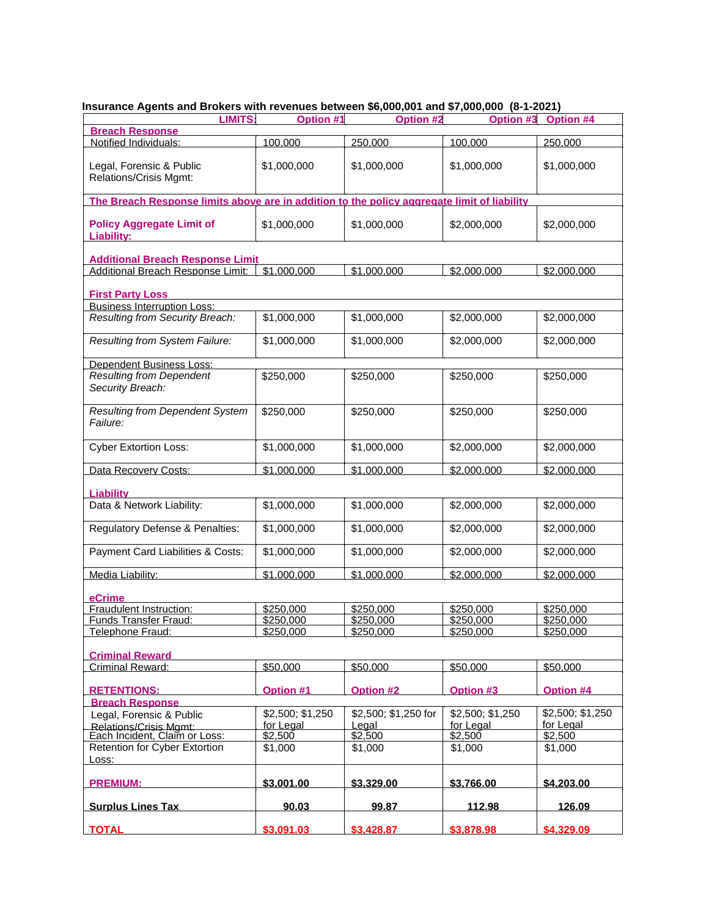**Insurance Agents and Brokers with revenues between $6,000,001 and $7,000,000 (8-1-2021)**

| LIMITS: | Option #1 | Option #2 | Option #3 | Option #4 |
|---|---|---|---|---|
| **Breach Response** | | | | |
| Notified Individuals: | 100,000 | 250,000 | 100,000 | 250,000 |
| Legal, Forensic & Public Relations/Crisis Mgmt: | $1,000,000 | $1,000,000 | $1,000,000 | $1,000,000 |
| **The Breach Response limits above are in addition to the policy aggregate limit of liability** | | | | |
| **Policy Aggregate Limit of Liability:** | $1,000,000 | $1,000,000 | $2,000,000 | $2,000,000 |
| **Additional Breach Response Limit** | | | | |
| Additional Breach Response Limit: | $1,000,000 | $1,000,000 | $2,000,000 | $2,000,000 |
| **First Party Loss** | | | | |
| Business Interruption Loss: | | | | |
| *Resulting from Security Breach:* | $1,000,000 | $1,000,000 | $2,000,000 | $2,000,000 |
| *Resulting from System Failure:* | $1,000,000 | $1,000,000 | $2,000,000 | $2,000,000 |
| Dependent Business Loss: | | | | |
| *Resulting from Dependent Security Breach:* | $250,000 | $250,000 | $250,000 | $250,000 |
| *Resulting from Dependent System Failure:* | $250,000 | $250,000 | $250,000 | $250,000 |
| Cyber Extortion Loss: | $1,000,000 | $1,000,000 | $2,000,000 | $2,000,000 |
| Data Recovery Costs: | $1,000,000 | $1,000,000 | $2,000,000 | $2,000,000 |
| **Liability** | | | | |
| Data & Network Liability: | $1,000,000 | $1,000,000 | $2,000,000 | $2,000,000 |
| Regulatory Defense & Penalties: | $1,000,000 | $1,000,000 | $2,000,000 | $2,000,000 |
| Payment Card Liabilities & Costs: | $1,000,000 | $1,000,000 | $2,000,000 | $2,000,000 |
| Media Liability: | $1,000,000 | $1,000,000 | $2,000,000 | $2,000,000 |
| **eCrime** | | | | |
| Fraudulent Instruction: | $250,000 | $250,000 | $250,000 | $250,000 |
| Funds Transfer Fraud: | $250,000 | $250,000 | $250,000 | $250,000 |
| Telephone Fraud: | $250,000 | $250,000 | $250,000 | $250,000 |
| **Criminal Reward** | | | | |
| Criminal Reward: | $50,000 | $50,000 | $50,000 | $50,000 |
| **RETENTIONS:** | **Option #1** | **Option #2** | **Option #3** | **Option #4** |
| **Breach Response** | | | | |
| Legal, Forensic & Public Relations/Crisis Mgmt: | $2,500; $1,250 for Legal | $2,500; $1,250 for Legal | $2,500; $1,250 for Legal | $2,500; $1,250 for Legal |
| Each Incident, Claim or Loss: | $2,500 | $2,500 | $2,500 | $2,500 |
| Retention for Cyber Extortion Loss: | $1,000 | $1,000 | $1,000 | $1,000 |
| **PREMIUM:** | **$3,001.00** | **$3,329.00** | **$3,766.00** | **$4,203.00** |
| **Surplus Lines Tax** | **90.03** | **99.87** | **112.98** | **126.09** |
| **TOTAL** | **$3,091.03** | **$3,428.87** | **$3,878.98** | **$4,329.09** |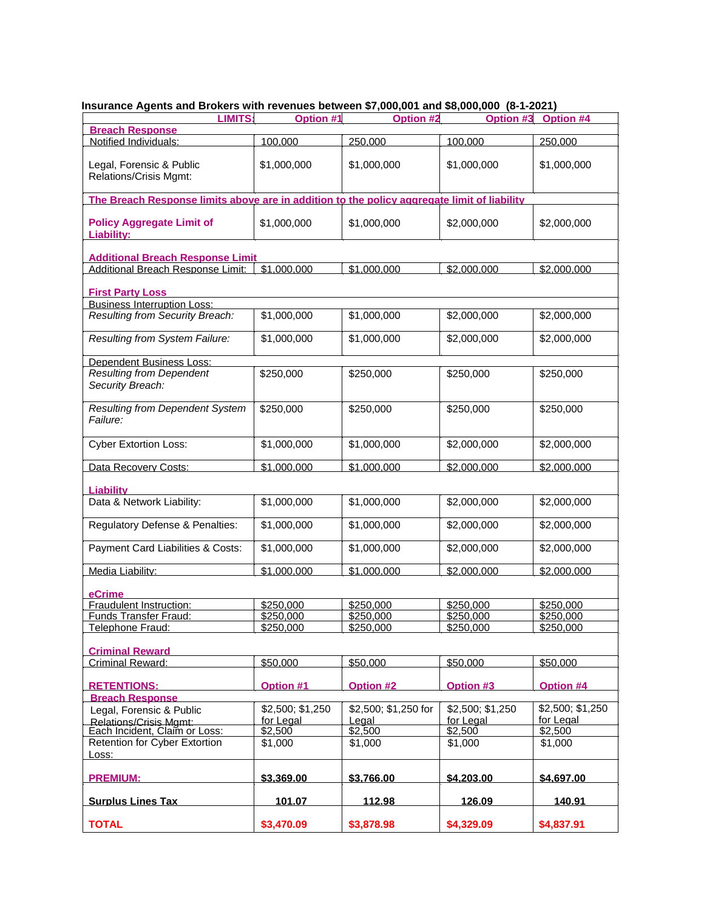**Insurance Agents and Brokers with revenues between $7,000,001 and $8,000,000 (8-1-2021)**

| LIMITS: | Option #1 | Option #2 | Option #3 | Option #4 |
|---|---|---|---|---|
| **Breach Response** | | | | |
| Notified Individuals: | 100,000 | 250,000 | 100,000 | 250,000 |
| Legal, Forensic & Public Relations/Crisis Mgmt: | $1,000,000 | $1,000,000 | $1,000,000 | $1,000,000 |
| **The Breach Response limits above are in addition to the policy aggregate limit of liability** | | | | |
| **Policy Aggregate Limit of Liability:** | $1,000,000 | $1,000,000 | $2,000,000 | $2,000,000 |
| **Additional Breach Response Limit** | | | | |
| Additional Breach Response Limit: | $1,000,000 | $1,000,000 | $2,000,000 | $2,000,000 |
| **First Party Loss** | | | | |
| Business Interruption Loss: | | | | |
| *Resulting from Security Breach:* | $1,000,000 | $1,000,000 | $2,000,000 | $2,000,000 |
| *Resulting from System Failure:* | $1,000,000 | $1,000,000 | $2,000,000 | $2,000,000 |
| Dependent Business Loss: | | | | |
| *Resulting from Dependent Security Breach:* | $250,000 | $250,000 | $250,000 | $250,000 |
| *Resulting from Dependent System Failure:* | $250,000 | $250,000 | $250,000 | $250,000 |
| Cyber Extortion Loss: | $1,000,000 | $1,000,000 | $2,000,000 | $2,000,000 |
| Data Recovery Costs: | $1,000,000 | $1,000,000 | $2,000,000 | $2,000,000 |
| **Liability** | | | | |
| Data & Network Liability: | $1,000,000 | $1,000,000 | $2,000,000 | $2,000,000 |
| Regulatory Defense & Penalties: | $1,000,000 | $1,000,000 | $2,000,000 | $2,000,000 |
| Payment Card Liabilities & Costs: | $1,000,000 | $1,000,000 | $2,000,000 | $2,000,000 |
| Media Liability: | $1,000,000 | $1,000,000 | $2,000,000 | $2,000,000 |
| **eCrime** | | | | |
| Fraudulent Instruction: | $250,000 | $250,000 | $250,000 | $250,000 |
| Funds Transfer Fraud: | $250,000 | $250,000 | $250,000 | $250,000 |
| Telephone Fraud: | $250,000 | $250,000 | $250,000 | $250,000 |
| **Criminal Reward** | | | | |
| Criminal Reward: | $50,000 | $50,000 | $50,000 | $50,000 |
| **RETENTIONS:** | **Option #1** | **Option #2** | **Option #3** | **Option #4** |
| **Breach Response** | | | | |
| Legal, Forensic & Public Relations/Crisis Mgmt: | $2,500; $1,250 for Legal | $2,500; $1,250 for Legal | $2,500; $1,250 for Legal | $2,500; $1,250 for Legal |
| Each Incident, Claim or Loss: | $2,500 | $2,500 | $2,500 | $2,500 |
| Retention for Cyber Extortion Loss: | $1,000 | $1,000 | $1,000 | $1,000 |
| **PREMIUM:** | **$3,369.00** | **$3,766.00** | **$4,203.00** | **$4,697.00** |
| **Surplus Lines Tax** | **101.07** | **112.98** | **126.09** | **140.91** |
| **TOTAL** | **$3,470.09** | **$3,878.98** | **$4,329.09** | **$4,837.91** |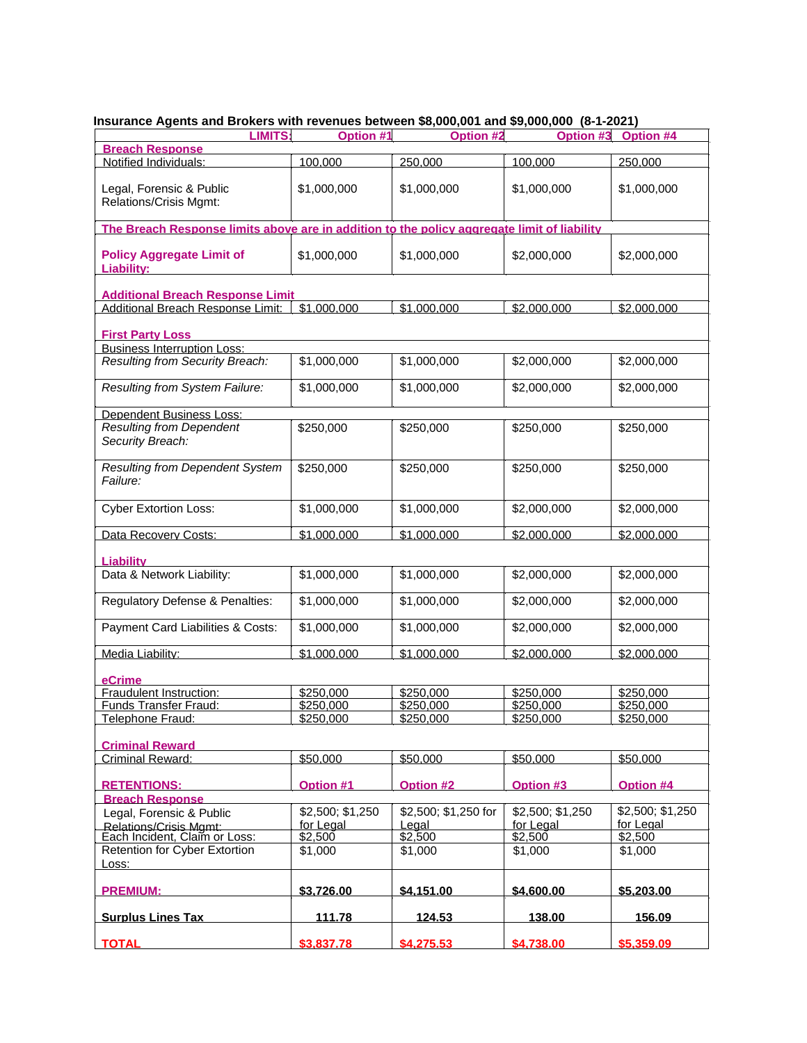**Insurance Agents and Brokers with revenues between $8,000,001 and $9,000,000 (8-1-2021)**

| LIMITS: | Option #1 | Option #2 | Option #3 | Option #4 |
|---|---|---|---|---|
| **Breach Response** | | | | |
| Notified Individuals: | 100,000 | 250,000 | 100,000 | 250,000 |
| Legal, Forensic & Public Relations/Crisis Mgmt: | $1,000,000 | $1,000,000 | $1,000,000 | $1,000,000 |
| **The Breach Response limits above are in addition to the policy aggregate limit of liability** | | | | |
| **Policy Aggregate Limit of Liability:** | $1,000,000 | $1,000,000 | $2,000,000 | $2,000,000 |
| **Additional Breach Response Limit** | | | | |
| Additional Breach Response Limit: | $1,000,000 | $1,000,000 | $2,000,000 | $2,000,000 |
| **First Party Loss** | | | | |
| Business Interruption Loss: | | | | |
| *Resulting from Security Breach:* | $1,000,000 | $1,000,000 | $2,000,000 | $2,000,000 |
| *Resulting from System Failure:* | $1,000,000 | $1,000,000 | $2,000,000 | $2,000,000 |
| Dependent Business Loss: | | | | |
| *Resulting from Dependent Security Breach:* | $250,000 | $250,000 | $250,000 | $250,000 |
| *Resulting from Dependent System Failure:* | $250,000 | $250,000 | $250,000 | $250,000 |
| Cyber Extortion Loss: | $1,000,000 | $1,000,000 | $2,000,000 | $2,000,000 |
| Data Recovery Costs: | $1,000,000 | $1,000,000 | $2,000,000 | $2,000,000 |
| **Liability** | | | | |
| Data & Network Liability: | $1,000,000 | $1,000,000 | $2,000,000 | $2,000,000 |
| Regulatory Defense & Penalties: | $1,000,000 | $1,000,000 | $2,000,000 | $2,000,000 |
| Payment Card Liabilities & Costs: | $1,000,000 | $1,000,000 | $2,000,000 | $2,000,000 |
| Media Liability: | $1,000,000 | $1,000,000 | $2,000,000 | $2,000,000 |
| **eCrime** | | | | |
| Fraudulent Instruction: | $250,000 | $250,000 | $250,000 | $250,000 |
| Funds Transfer Fraud: | $250,000 | $250,000 | $250,000 | $250,000 |
| Telephone Fraud: | $250,000 | $250,000 | $250,000 | $250,000 |
| **Criminal Reward** | | | | |
| Criminal Reward: | $50,000 | $50,000 | $50,000 | $50,000 |
| **RETENTIONS:** | **Option #1** | **Option #2** | **Option #3** | **Option #4** |
| **Breach Response** | | | | |
| Legal, Forensic & Public Relations/Crisis Mgmt: | $2,500; $1,250 for Legal | $2,500; $1,250 for Legal | $2,500; $1,250 for Legal | $2,500; $1,250 for Legal |
| Each Incident, Claim or Loss: | $2,500 | $2,500 | $2,500 | $2,500 |
| Retention for Cyber Extortion Loss: | $1,000 | $1,000 | $1,000 | $1,000 |
| **PREMIUM:** | **$3,726.00** | **$4,151.00** | **$4,600.00** | **$5,203.00** |
| **Surplus Lines Tax** | **111.78** | **124.53** | **138.00** | **156.09** |
| **TOTAL** | **$3,837.78** | **$4,275.53** | **$4,738.00** | **$5,359.09** |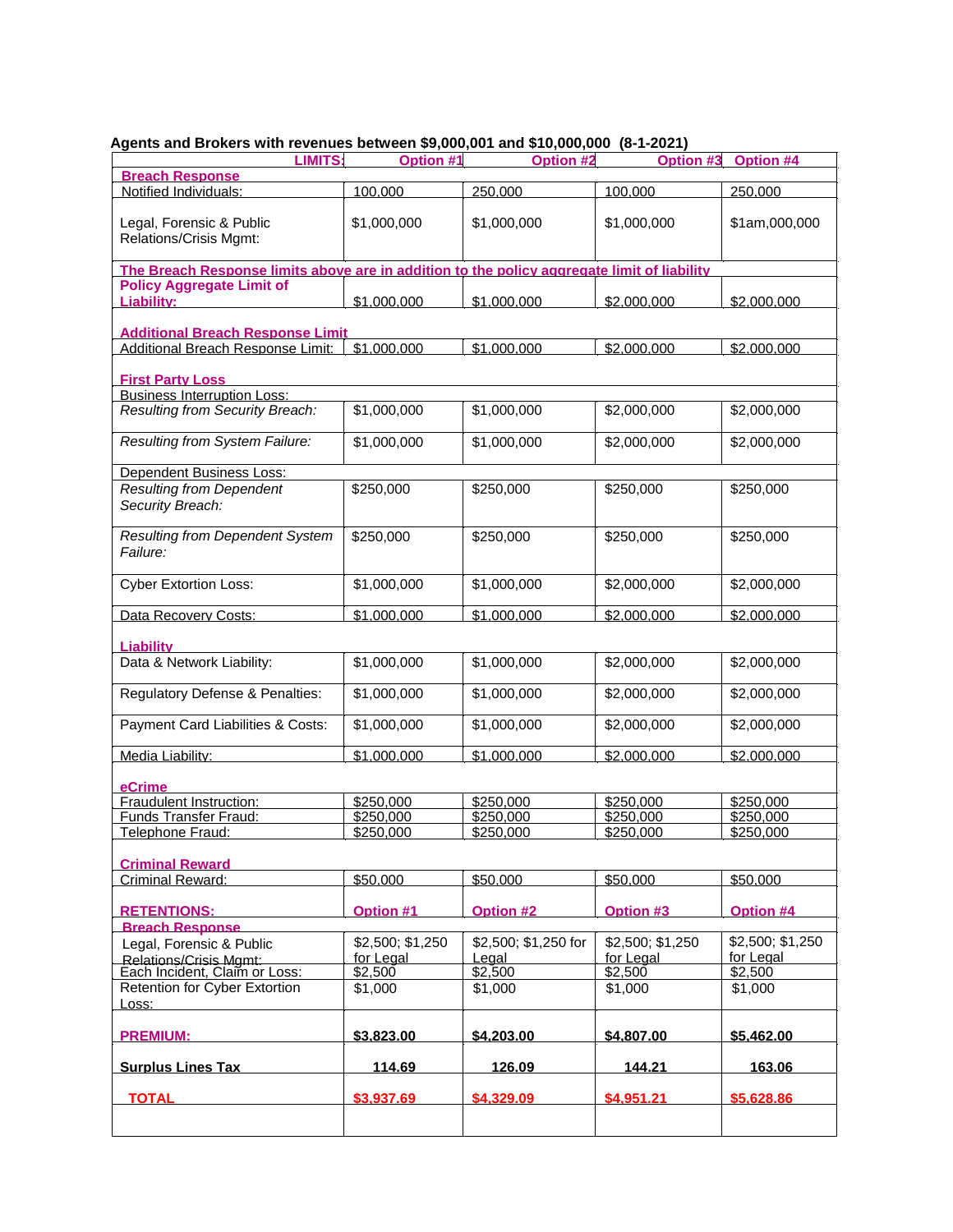**Agents and Brokers with revenues between $9,000,001 and $10,000,000 (8-1-2021)**

| LIMITS: | Option #1 | Option #2 | Option #3 | Option #4 |
|---|---|---|---|---|
| **Breach Response** | | | | |
| Notified Individuals: | 100,000 | 250,000 | 100,000 | 250,000 |
| Legal, Forensic & Public Relations/Crisis Mgmt: | $1,000,000 | $1,000,000 | $1,000,000 | $1am,000,000 |
| **The Breach Response limits above are in addition to the policy aggregate limit of liability** | | | | |
| **Policy Aggregate Limit of Liability:** | $1,000,000 | $1,000,000 | $2,000,000 | $2,000,000 |
| **Additional Breach Response Limit** | | | | |
| Additional Breach Response Limit: | $1,000,000 | $1,000,000 | $2,000,000 | $2,000,000 |
| **First Party Loss** | | | | |
| Business Interruption Loss: | | | | |
| *Resulting from Security Breach:* | $1,000,000 | $1,000,000 | $2,000,000 | $2,000,000 |
| *Resulting from System Failure:* | $1,000,000 | $1,000,000 | $2,000,000 | $2,000,000 |
| Dependent Business Loss: | | | | |
| *Resulting from Dependent Security Breach:* | $250,000 | $250,000 | $250,000 | $250,000 |
| *Resulting from Dependent System Failure:* | $250,000 | $250,000 | $250,000 | $250,000 |
| Cyber Extortion Loss: | $1,000,000 | $1,000,000 | $2,000,000 | $2,000,000 |
| Data Recovery Costs: | $1,000,000 | $1,000,000 | $2,000,000 | $2,000,000 |
| **Liability** | | | | |
| Data & Network Liability: | $1,000,000 | $1,000,000 | $2,000,000 | $2,000,000 |
| Regulatory Defense & Penalties: | $1,000,000 | $1,000,000 | $2,000,000 | $2,000,000 |
| Payment Card Liabilities & Costs: | $1,000,000 | $1,000,000 | $2,000,000 | $2,000,000 |
| Media Liability: | $1,000,000 | $1,000,000 | $2,000,000 | $2,000,000 |
| **eCrime** | | | | |
| Fraudulent Instruction: | $250,000 | $250,000 | $250,000 | $250,000 |
| Funds Transfer Fraud: | $250,000 | $250,000 | $250,000 | $250,000 |
| Telephone Fraud: | $250,000 | $250,000 | $250,000 | $250,000 |
| **Criminal Reward** | | | | |
| Criminal Reward: | $50,000 | $50,000 | $50,000 | $50,000 |
| **RETENTIONS:** | **Option #1** | **Option #2** | **Option #3** | **Option #4** |
| **Breach Response** | | | | |
| Legal, Forensic & Public Relations/Crisis Mgmt: | $2,500; $1,250 for Legal | $2,500; $1,250 for Legal | $2,500; $1,250 for Legal | $2,500; $1,250 for Legal |
| Each Incident, Claim or Loss: | $2,500 | $2,500 | $2,500 | $2,500 |
| Retention for Cyber Extortion Loss: | $1,000 | $1,000 | $1,000 | $1,000 |
| **PREMIUM:** | **$3,823.00** | **$4,203.00** | **$4,807.00** | **$5,462.00** |
| **Surplus Lines Tax** | **114.69** | **126.09** | **144.21** | **163.06** |
| **TOTAL** | **$3,937.69** | **$4,329.09** | **$4,951.21** | **$5,628.86** |
| | | | | |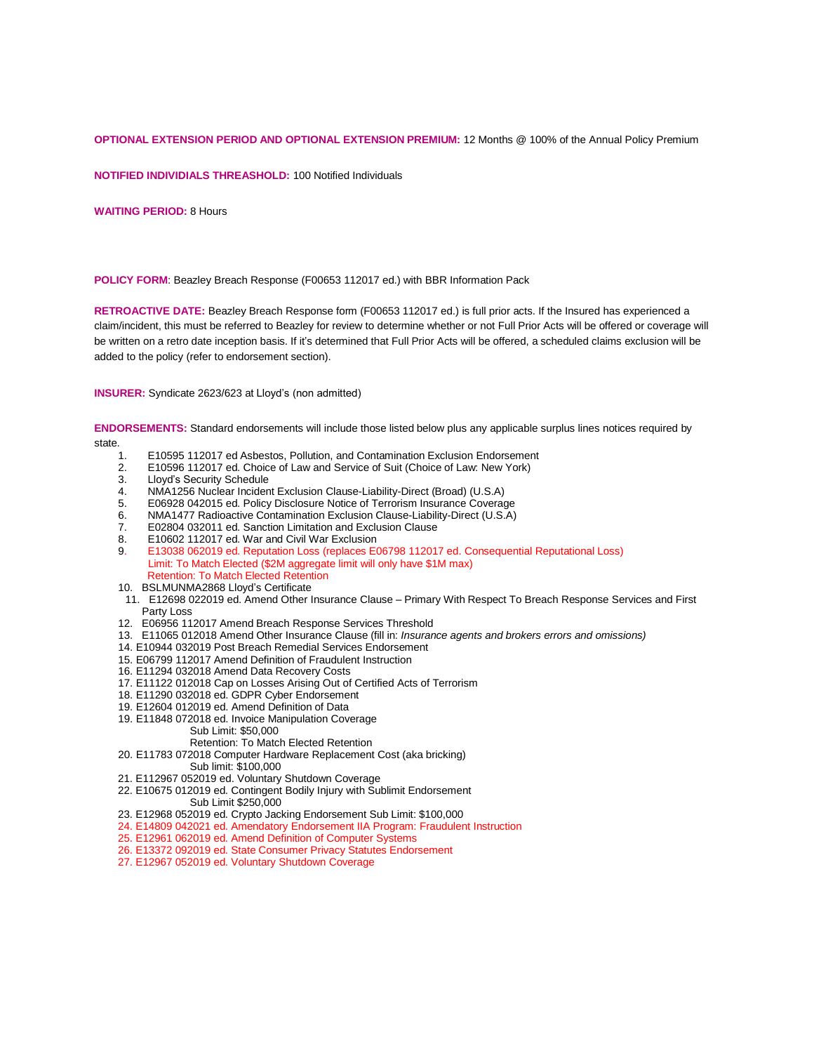**OPTIONAL EXTENSION PERIOD AND OPTIONAL EXTENSION PREMIUM:** 12 Months @ 100% of the Annual Policy Premium

**NOTIFIED INDIVIDIALS THREASHOLD:** 100 Notified Individuals

**WAITING PERIOD:** 8 Hours

**POLICY FORM**: Beazley Breach Response (F00653 112017 ed.) with BBR Information Pack

**RETROACTIVE DATE:** Beazley Breach Response form (F00653 112017 ed.) is full prior acts. If the Insured has experienced a claim/incident, this must be referred to Beazley for review to determine whether or not Full Prior Acts will be offered or coverage will be written on a retro date inception basis. If it's determined that Full Prior Acts will be offered, a scheduled claims exclusion will be added to the policy (refer to endorsement section).

**INSURER:** Syndicate 2623/623 at Lloyd's (non admitted)

**ENDORSEMENTS:** Standard endorsements will include those listed below plus any applicable surplus lines notices required by state.

1. E10595 112017 ed Asbestos, Pollution, and Contamination Exclusion Endorsement
2. E10596 112017 ed. Choice of Law and Service of Suit (Choice of Law: New York)
3. Lloyd's Security Schedule
4. NMA1256 Nuclear Incident Exclusion Clause-Liability-Direct (Broad) (U.S.A)
5. E06928 042015 ed. Policy Disclosure Notice of Terrorism Insurance Coverage
6. NMA1477 Radioactive Contamination Exclusion Clause-Liability-Direct (U.S.A)
7. E02804 032011 ed. Sanction Limitation and Exclusion Clause
8. E10602 112017 ed. War and Civil War Exclusion
9. E13038 062019 ed. Reputation Loss (replaces E06798 112017 ed. Consequential Reputational Loss)
   Limit: To Match Elected ($2M aggregate limit will only have $1M max)
   Retention: To Match Elected Retention
10. BSLMUNMA2868 Lloyd's Certificate
11. E12698 022019 ed. Amend Other Insurance Clause – Primary With Respect To Breach Response Services and First Party Loss
12. E06956 112017 Amend Breach Response Services Threshold
13. E11065 012018 Amend Other Insurance Clause (fill in: *Insurance agents and brokers errors and omissions)*
14. E10944 032019 Post Breach Remedial Services Endorsement
15. E06799 112017 Amend Definition of Fraudulent Instruction
16. E11294 032018 Amend Data Recovery Costs
17. E11122 012018 Cap on Losses Arising Out of Certified Acts of Terrorism
18. E11290 032018 ed. GDPR Cyber Endorsement
19. E12604 012019 ed. Amend Definition of Data
19. E11848 072018 ed. Invoice Manipulation Coverage
    Sub Limit: $50,000
    Retention: To Match Elected Retention
20. E11783 072018 Computer Hardware Replacement Cost (aka bricking)
    Sub limit: $100,000
21. E112967 052019 ed. Voluntary Shutdown Coverage
22. E10675 012019 ed. Contingent Bodily Injury with Sublimit Endorsement
    Sub Limit $250,000
23. E12968 052019 ed. Crypto Jacking Endorsement Sub Limit: $100,000
24. E14809 042021 ed. Amendatory Endorsement IIA Program: Fraudulent Instruction
25. E12961 062019 ed. Amend Definition of Computer Systems
26. E13372 092019 ed. State Consumer Privacy Statutes Endorsement
27. E12967 052019 ed. Voluntary Shutdown Coverage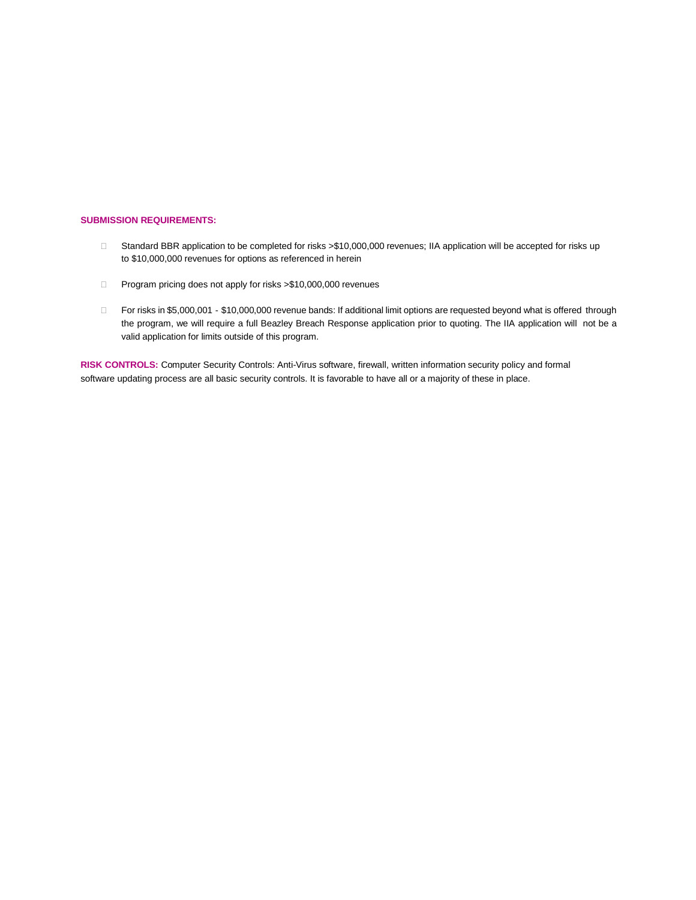**SUBMISSION REQUIREMENTS:**

- Standard BBR application to be completed for risks >$10,000,000 revenues; IIA application will be accepted for risks up to $10,000,000 revenues for options as referenced in herein
- Program pricing does not apply for risks >$10,000,000 revenues
- For risks in $5,000,001 - $10,000,000 revenue bands: If additional limit options are requested beyond what is offered through the program, we will require a full Beazley Breach Response application prior to quoting. The IIA application will not be a valid application for limits outside of this program.

**RISK CONTROLS:** Computer Security Controls: Anti-Virus software, firewall, written information security policy and formal software updating process are all basic security controls. It is favorable to have all or a majority of these in place.